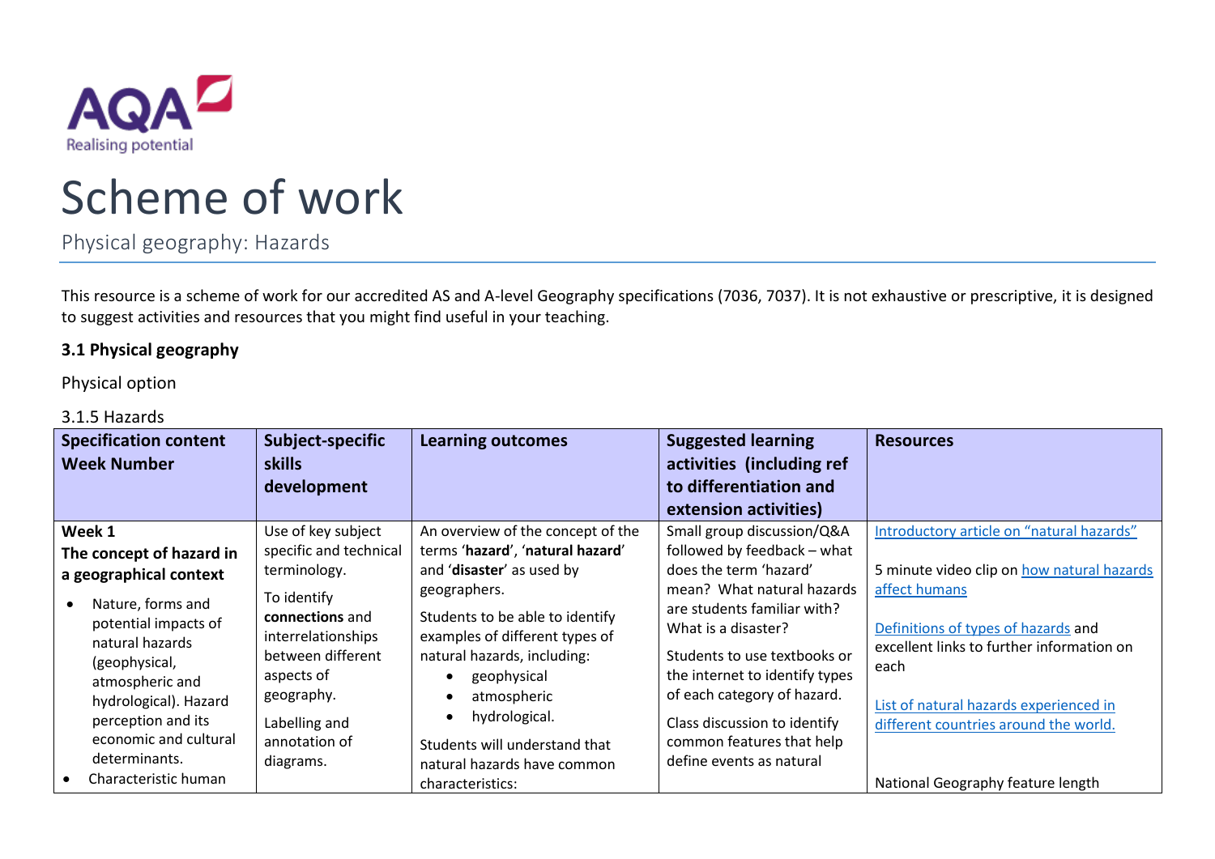# Scheme of work

Physical geography: Hazards

This resource is a scheme of work for our accredited AS and A-level Geography specifications (7036, 7037). It is not exhaustive or prescriptive, it is designed to suggest activities and resources that you might find useful in your teaching.

**3.1 Physical geography**

Physical option

3.1.5 Hazards

| Specification content Week Number | Subject-specific skills development | Learning outcomes | Suggested learning activities (including ref to differentiation and extension activities) | Resources |
|---|---|---|---|---|
| **Week 1**<br>**The concept of hazard in a geographical context**<br>• Nature, forms and potential impacts of natural hazards (geophysical, atmospheric and hydrological). Hazard perception and its economic and cultural determinants.<br>• Characteristic human | Use of key subject specific and technical terminology.<br><br>To identify **connections** and interrelationships between different aspects of geography.<br><br>Labelling and annotation of diagrams. | An overview of the concept of the terms '**hazard**', '**natural hazard**' and '**disaster**' as used by geographers.<br><br>Students to be able to identify examples of different types of natural hazards, including:<br>• geophysical<br>• atmospheric<br>• hydrological.<br><br>Students will understand that natural hazards have common characteristics: | Small group discussion/Q&A followed by feedback – what does the term 'hazard' mean? What natural hazards are students familiar with? What is a disaster?<br><br>Students to use textbooks or the internet to identify types of each category of hazard.<br><br>Class discussion to identify common features that help define events as natural | Introductory article on "natural hazards"<br><br>5 minute video clip on how natural hazards affect humans<br><br>Definitions of types of hazards and excellent links to further information on each<br><br>List of natural hazards experienced in different countries around the world.<br><br>National Geography feature length |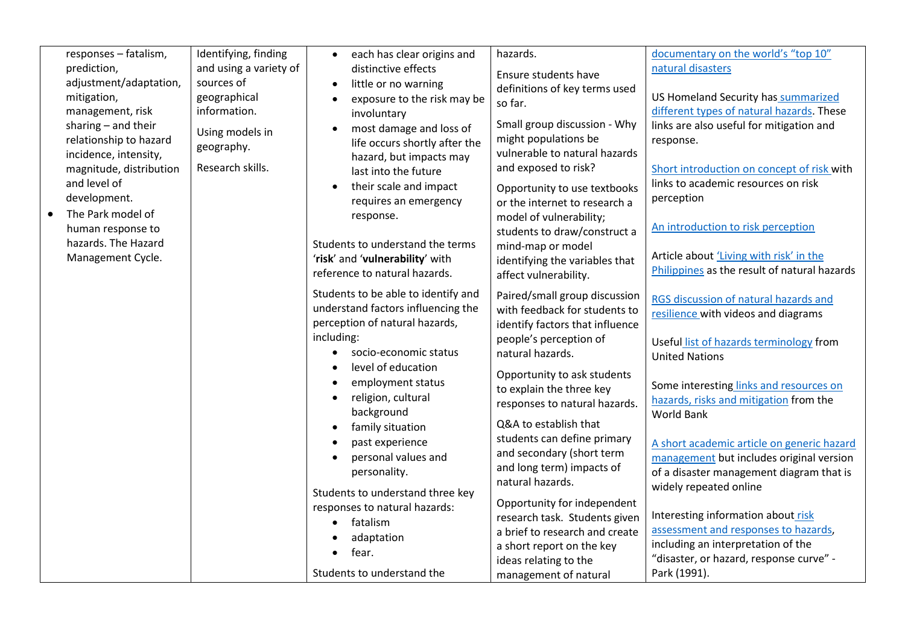| | | | | |
|---|---|---|---|---|
| responses – fatalism, prediction, adjustment/adaptation, mitigation, management, risk sharing – and their relationship to hazard incidence, intensity, magnitude, distribution and level of development.<br>• The Park model of human response to hazards. The Hazard Management Cycle. | Identifying, finding and using a variety of sources of geographical information.<br><br>Using models in geography.<br><br>Research skills. | • each has clear origins and distinctive effects<br>• little or no warning<br>• exposure to the risk may be involuntary<br>• most damage and loss of life occurs shortly after the hazard, but impacts may last into the future<br>• their scale and impact requires an emergency response.<br><br>Students to understand the terms '**risk**' and '**vulnerability**' with reference to natural hazards.<br><br>Students to be able to identify and understand factors influencing the perception of natural hazards, including:<br>• socio-economic status<br>• level of education<br>• employment status<br>• religion, cultural background<br>• family situation<br>• past experience<br>• personal values and personality.<br><br>Students to understand three key responses to natural hazards:<br>• fatalism<br>• adaptation<br>• fear.<br><br>Students to understand the | hazards.<br><br>Ensure students have definitions of key terms used so far.<br><br>Small group discussion - Why might populations be vulnerable to natural hazards and exposed to risk?<br><br>Opportunity to use textbooks or the internet to research a model of vulnerability; students to draw/construct a mind-map or model identifying the variables that affect vulnerability.<br><br>Paired/small group discussion with feedback for students to identify factors that influence people's perception of natural hazards.<br><br>Opportunity to ask students to explain the three key responses to natural hazards.<br><br>Q&A to establish that students can define primary and secondary (short term and long term) impacts of natural hazards.<br><br>Opportunity for independent research task. Students given a brief to research and create a short report on the key ideas relating to the management of natural | documentary on the world's "top 10" natural disasters<br><br>US Homeland Security has summarized different types of natural hazards. These links are also useful for mitigation and response.<br><br>Short introduction on concept of risk with links to academic resources on risk perception<br><br>An introduction to risk perception<br><br>Article about 'Living with risk' in the Philippines as the result of natural hazards<br><br>RGS discussion of natural hazards and resilience with videos and diagrams<br><br>Useful list of hazards terminology from United Nations<br><br>Some interesting links and resources on hazards, risks and mitigation from the World Bank<br><br>A short academic article on generic hazard management but includes original version of a disaster management diagram that is widely repeated online<br><br>Interesting information about risk assessment and responses to hazards, including an interpretation of the "disaster, or hazard, response curve" - Park (1991). |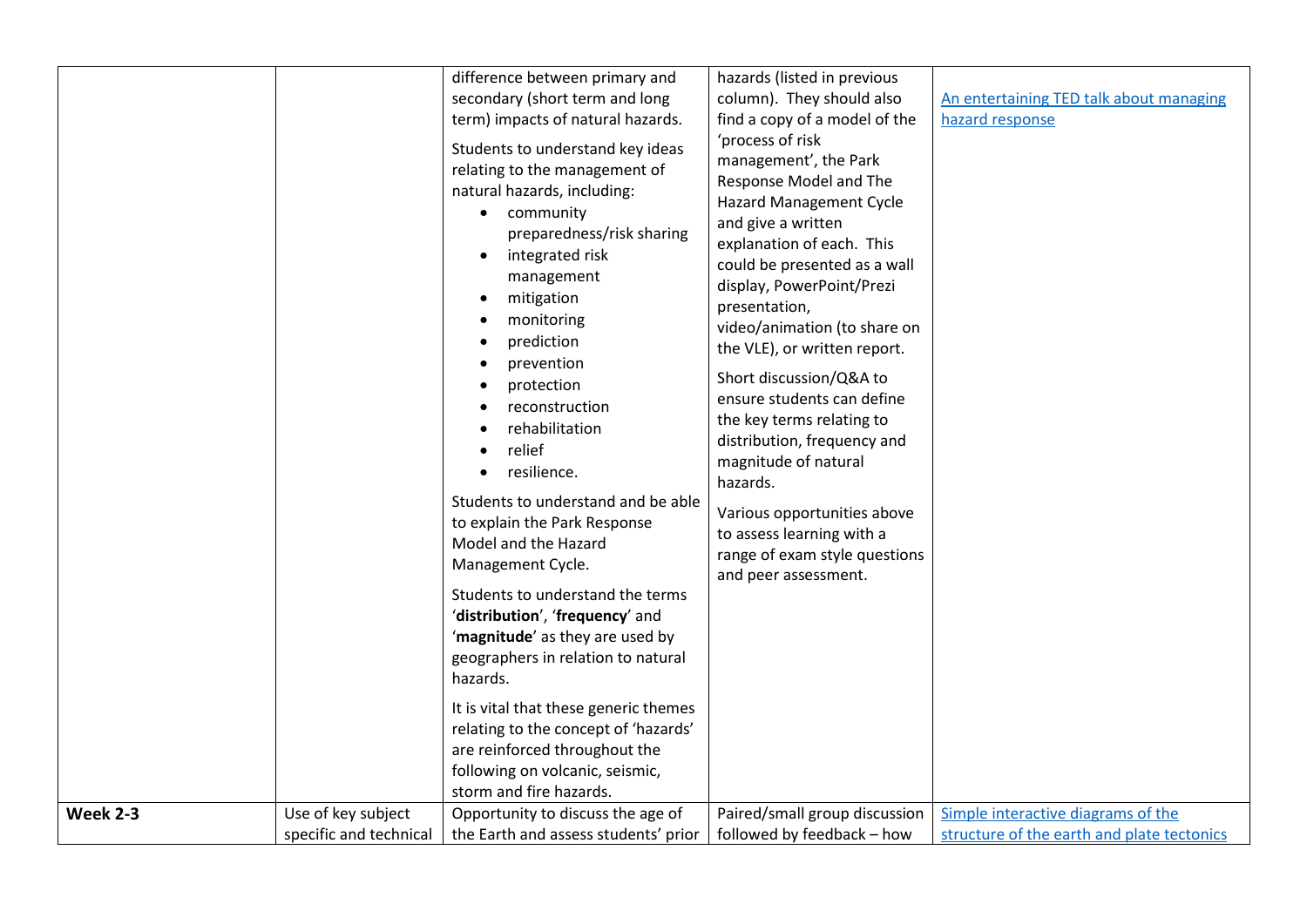| | | | | |
|---|---|---|---|---|
| | | difference between primary and secondary (short term and long term) impacts of natural hazards.<br><br>Students to understand key ideas relating to the management of natural hazards, including:<br>• community preparedness/risk sharing<br>• integrated risk management<br>• mitigation<br>• monitoring<br>• prediction<br>• prevention<br>• protection<br>• reconstruction<br>• rehabilitation<br>• relief<br>• resilience.<br><br>Students to understand and be able to explain the Park Response Model and the Hazard Management Cycle.<br><br>Students to understand the terms '**distribution**', '**frequency**' and '**magnitude**' as they are used by geographers in relation to natural hazards.<br><br>It is vital that these generic themes relating to the concept of 'hazards' are reinforced throughout the following on volcanic, seismic, storm and fire hazards. | hazards (listed in previous column). They should also find a copy of a model of the 'process of risk management', the Park Response Model and The Hazard Management Cycle and give a written explanation of each. This could be presented as a wall display, PowerPoint/Prezi presentation, video/animation (to share on the VLE), or written report.<br><br>Short discussion/Q&A to ensure students can define the key terms relating to distribution, frequency and magnitude of natural hazards.<br><br>Various opportunities above to assess learning with a range of exam style questions and peer assessment. | An entertaining TED talk about managing hazard response |
| **Week 2-3** | Use of key subject specific and technical | Opportunity to discuss the age of the Earth and assess students' prior | Paired/small group discussion followed by feedback – how | Simple interactive diagrams of the structure of the earth and plate tectonics |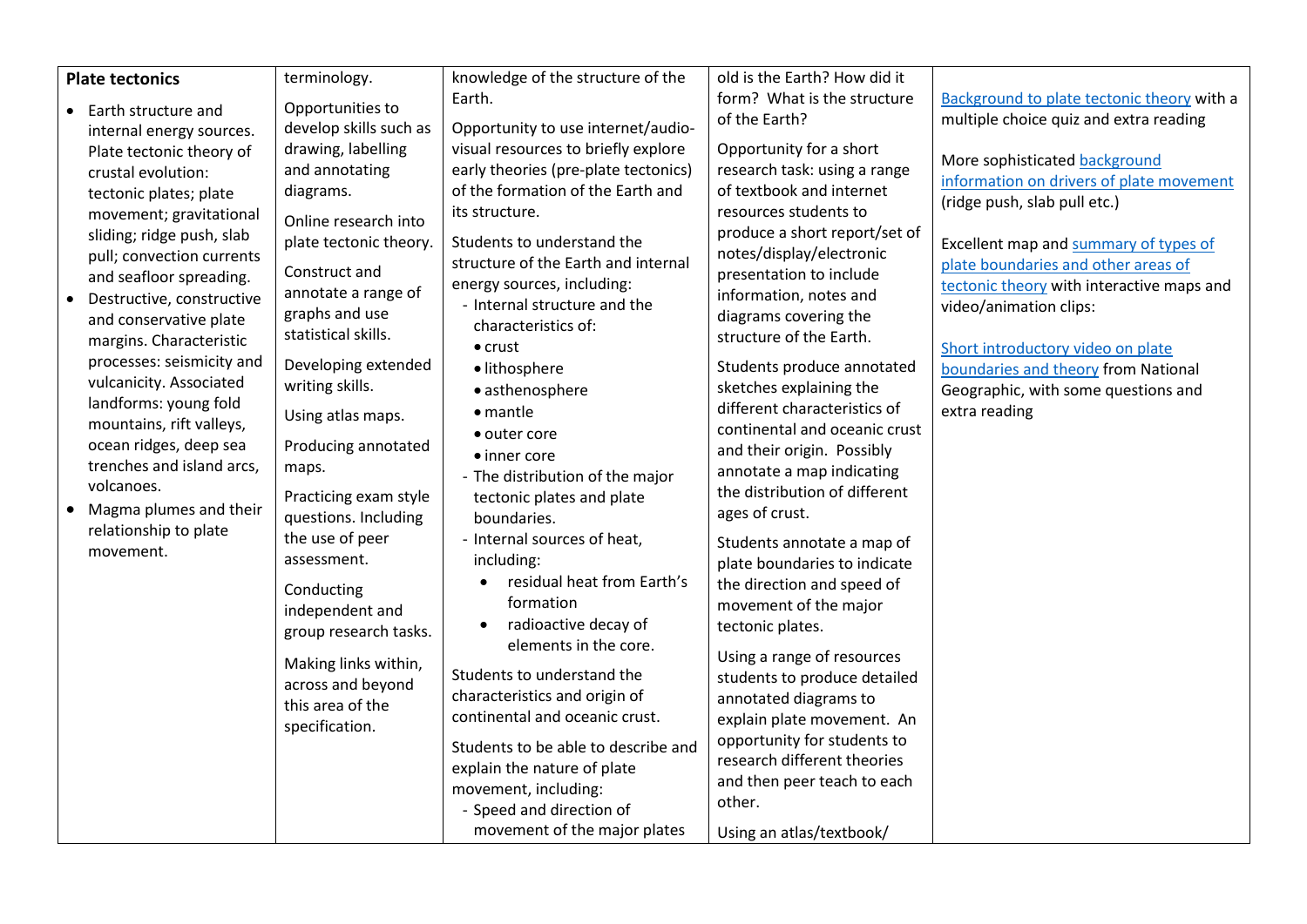| Plate tectonics | terminology. | knowledge of the structure of the Earth. | old is the Earth? How did it form? What is the structure of the Earth? | |
|---|---|---|---|---|
| • Earth structure and internal energy sources. Plate tectonic theory of crustal evolution: tectonic plates; plate movement; gravitational sliding; ridge push, slab pull; convection currents and seafloor spreading.<br>• Destructive, constructive and conservative plate margins. Characteristic processes: seismicity and vulcanicity. Associated landforms: young fold mountains, rift valleys, ocean ridges, deep sea trenches and island arcs, volcanoes.<br>• Magma plumes and their relationship to plate movement. | Opportunities to develop skills such as drawing, labelling and annotating diagrams.<br><br>Online research into plate tectonic theory.<br><br>Construct and annotate a range of graphs and use statistical skills.<br><br>Developing extended writing skills.<br><br>Using atlas maps.<br><br>Producing annotated maps.<br><br>Practicing exam style questions. Including the use of peer assessment.<br><br>Conducting independent and group research tasks.<br><br>Making links within, across and beyond this area of the specification. | Opportunity to use internet/audio-visual resources to briefly explore early theories (pre-plate tectonics) of the formation of the Earth and its structure.<br><br>Students to understand the structure of the Earth and internal energy sources, including:<br>- Internal structure and the characteristics of:<br>• crust<br>• lithosphere<br>• asthenosphere<br>• mantle<br>• outer core<br>• inner core<br>- The distribution of the major tectonic plates and plate boundaries.<br>- Internal sources of heat, including:<br>• residual heat from Earth's formation<br>• radioactive decay of elements in the core.<br><br>Students to understand the characteristics and origin of continental and oceanic crust.<br><br>Students to be able to describe and explain the nature of plate movement, including:<br>- Speed and direction of movement of the major plates | Opportunity for a short research task: using a range of textbook and internet resources students to produce a short report/set of notes/display/electronic presentation to include information, notes and diagrams covering the structure of the Earth.<br><br>Students produce annotated sketches explaining the different characteristics of continental and oceanic crust and their origin. Possibly annotate a map indicating the distribution of different ages of crust.<br><br>Students annotate a map of plate boundaries to indicate the direction and speed of movement of the major tectonic plates.<br><br>Using a range of resources students to produce detailed annotated diagrams to explain plate movement. An opportunity for students to research different theories and then peer teach to each other.<br><br>Using an atlas/textbook/ | Background to plate tectonic theory with a multiple choice quiz and extra reading<br><br>More sophisticated background information on drivers of plate movement (ridge push, slab pull etc.)<br><br>Excellent map and summary of types of plate boundaries and other areas of tectonic theory with interactive maps and video/animation clips:<br><br>Short introductory video on plate boundaries and theory from National Geographic, with some questions and extra reading |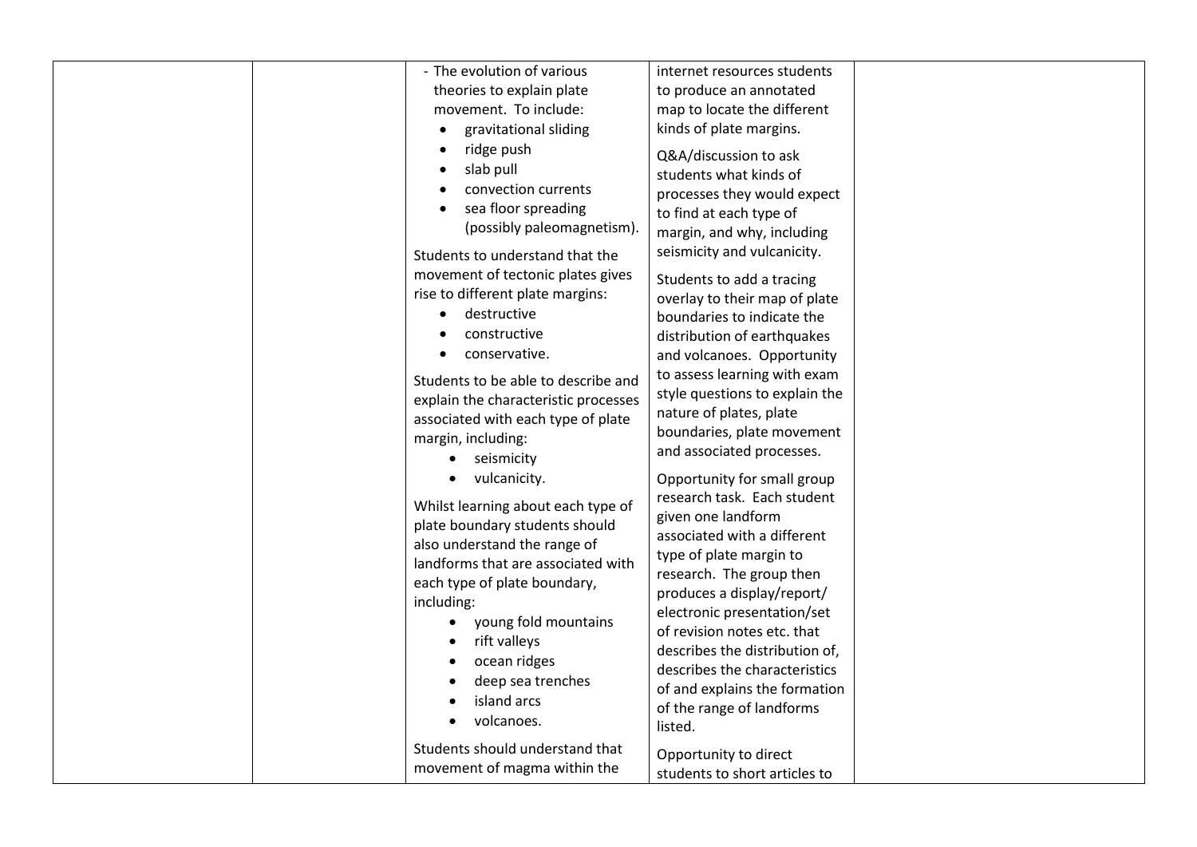| | | | | |
|---|---|---|---|---|
| | | - The evolution of various theories to explain plate movement. To include:<br>• gravitational sliding<br>• ridge push<br>• slab pull<br>• convection currents<br>• sea floor spreading (possibly paleomagnetism).<br><br>Students to understand that the movement of tectonic plates gives rise to different plate margins:<br>• destructive<br>• constructive<br>• conservative.<br><br>Students to be able to describe and explain the characteristic processes associated with each type of plate margin, including:<br>• seismicity<br>• vulcanicity.<br><br>Whilst learning about each type of plate boundary students should also understand the range of landforms that are associated with each type of plate boundary, including:<br>• young fold mountains<br>• rift valleys<br>• ocean ridges<br>• deep sea trenches<br>• island arcs<br>• volcanoes.<br><br>Students should understand that movement of magma within the | internet resources students to produce an annotated map to locate the different kinds of plate margins.<br><br>Q&A/discussion to ask students what kinds of processes they would expect to find at each type of margin, and why, including seismicity and vulcanicity.<br><br>Students to add a tracing overlay to their map of plate boundaries to indicate the distribution of earthquakes and volcanoes. Opportunity to assess learning with exam style questions to explain the nature of plates, plate boundaries, plate movement and associated processes.<br><br>Opportunity for small group research task. Each student given one landform associated with a different type of plate margin to research. The group then produces a display/report/ electronic presentation/set of revision notes etc. that describes the distribution of, describes the characteristics of and explains the formation of the range of landforms listed.<br><br>Opportunity to direct students to short articles to | |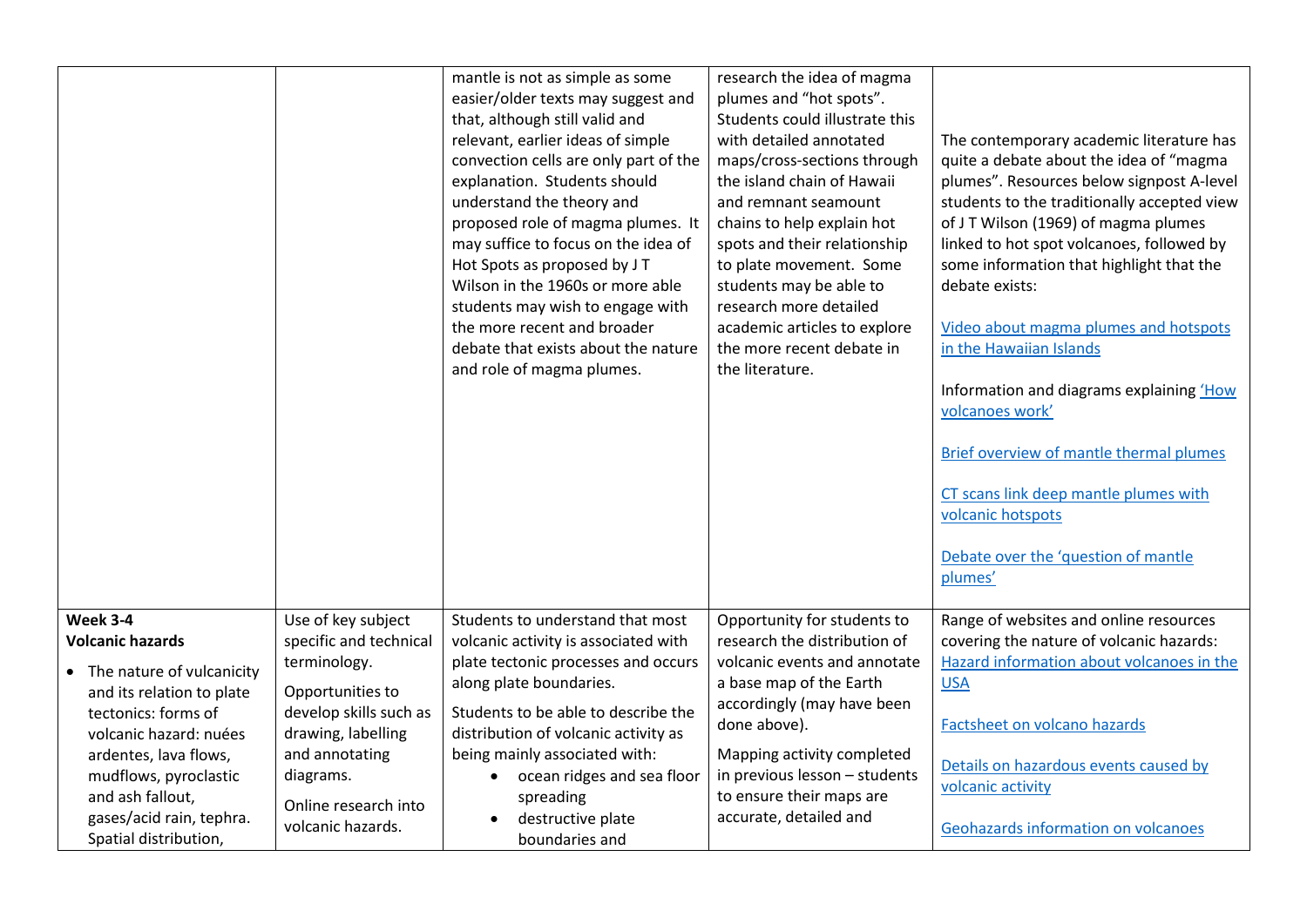| | | | | |
|---|---|---|---|---|
| | | mantle is not as simple as some easier/older texts may suggest and that, although still valid and relevant, earlier ideas of simple convection cells are only part of the explanation. Students should understand the theory and proposed role of magma plumes. It may suffice to focus on the idea of Hot Spots as proposed by J T Wilson in the 1960s or more able students may wish to engage with the more recent and broader debate that exists about the nature and role of magma plumes. | research the idea of magma plumes and "hot spots". Students could illustrate this with detailed annotated maps/cross-sections through the island chain of Hawaii and remnant seamount chains to help explain hot spots and their relationship to plate movement. Some students may be able to research more detailed academic articles to explore the more recent debate in the literature. | The contemporary academic literature has quite a debate about the idea of "magma plumes". Resources below signpost A-level students to the traditionally accepted view of J T Wilson (1969) of magma plumes linked to hot spot volcanoes, followed by some information that highlight that the debate exists:<br><br>Video about magma plumes and hotspots in the Hawaiian Islands<br><br>Information and diagrams explaining 'How volcanoes work'<br><br>Brief overview of mantle thermal plumes<br><br>CT scans link deep mantle plumes with volcanic hotspots<br><br>Debate over the 'question of mantle plumes' |
| **Week 3-4**<br>**Volcanic hazards**<br><br>• The nature of vulcanicity and its relation to plate tectonics: forms of volcanic hazard: nuées ardentes, lava flows, mudflows, pyroclastic and ash fallout, gases/acid rain, tephra. Spatial distribution, | Use of key subject specific and technical terminology.<br><br>Opportunities to develop skills such as drawing, labelling and annotating diagrams.<br><br>Online research into volcanic hazards. | Students to understand that most volcanic activity is associated with plate tectonic processes and occurs along plate boundaries.<br><br>Students to be able to describe the distribution of volcanic activity as being mainly associated with:<br>• ocean ridges and sea floor spreading<br>• destructive plate boundaries and | Opportunity for students to research the distribution of volcanic events and annotate a base map of the Earth accordingly (may have been done above).<br><br>Mapping activity completed in previous lesson – students to ensure their maps are accurate, detailed and | Range of websites and online resources covering the nature of volcanic hazards:<br>Hazard information about volcanoes in the USA<br><br>Factsheet on volcano hazards<br><br>Details on hazardous events caused by volcanic activity<br><br>Geohazards information on volcanoes |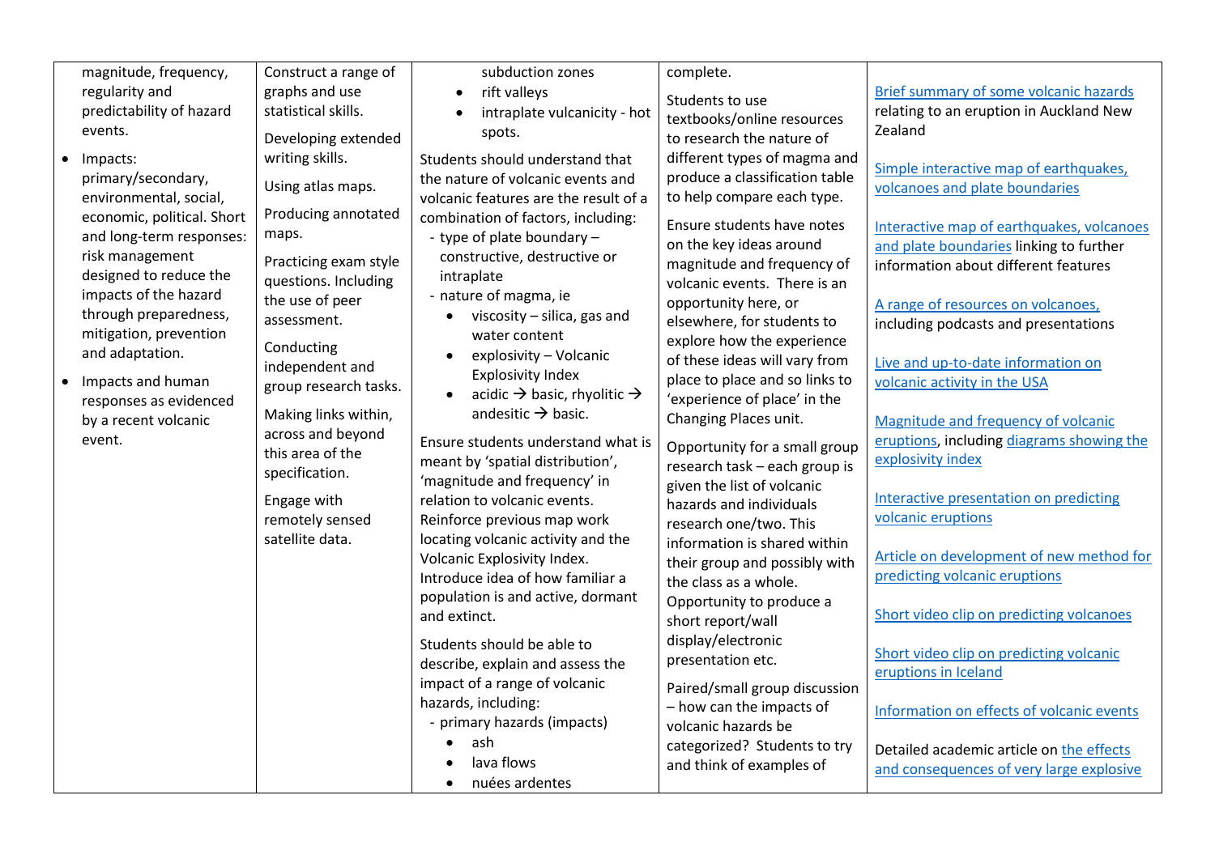| | | | | |
|---|---|---|---|---|
| magnitude, frequency, regularity and predictability of hazard events.<br>• Impacts: primary/secondary, environmental, social, economic, political. Short and long-term responses: risk management designed to reduce the impacts of the hazard through preparedness, mitigation, prevention and adaptation.<br>• Impacts and human responses as evidenced by a recent volcanic event. | Construct a range of graphs and use statistical skills.<br><br>Developing extended writing skills.<br><br>Using atlas maps.<br><br>Producing annotated maps.<br><br>Practicing exam style questions. Including the use of peer assessment.<br><br>Conducting independent and group research tasks.<br><br>Making links within, across and beyond this area of the specification.<br><br>Engage with remotely sensed satellite data. | subduction zones<br>• rift valleys<br>• intraplate vulcanicity - hot spots.<br><br>Students should understand that the nature of volcanic events and volcanic features are the result of a combination of factors, including:<br>- type of plate boundary – constructive, destructive or intraplate<br>- nature of magma, ie<br>• viscosity – silica, gas and water content<br>• explosivity – Volcanic Explosivity Index<br>• acidic → basic, rhyolitic → andesitic → basic.<br><br>Ensure students understand what is meant by 'spatial distribution', 'magnitude and frequency' in relation to volcanic events. Reinforce previous map work locating volcanic activity and the Volcanic Explosivity Index. Introduce idea of how familiar a population is and active, dormant and extinct.<br><br>Students should be able to describe, explain and assess the impact of a range of volcanic hazards, including:<br>- primary hazards (impacts)<br>• ash<br>• lava flows<br>• nuées ardentes | complete.<br><br>Students to use textbooks/online resources to research the nature of different types of magma and produce a classification table to help compare each type.<br><br>Ensure students have notes on the key ideas around magnitude and frequency of volcanic events. There is an opportunity here, or elsewhere, for students to explore how the experience of these ideas will vary from place to place and so links to 'experience of place' in the Changing Places unit.<br><br>Opportunity for a small group research task – each group is given the list of volcanic hazards and individuals research one/two. This information is shared within their group and possibly with the class as a whole. Opportunity to produce a short report/wall display/electronic presentation etc.<br><br>Paired/small group discussion – how can the impacts of volcanic hazards be categorized? Students to try and think of examples of | Brief summary of some volcanic hazards relating to an eruption in Auckland New Zealand<br><br>Simple interactive map of earthquakes, volcanoes and plate boundaries<br><br>Interactive map of earthquakes, volcanoes and plate boundaries linking to further information about different features<br><br>A range of resources on volcanoes, including podcasts and presentations<br><br>Live and up-to-date information on volcanic activity in the USA<br><br>Magnitude and frequency of volcanic eruptions, including diagrams showing the explosivity index<br><br>Interactive presentation on predicting volcanic eruptions<br><br>Article on development of new method for predicting volcanic eruptions<br><br>Short video clip on predicting volcanoes<br><br>Short video clip on predicting volcanic eruptions in Iceland<br><br>Information on effects of volcanic events<br><br>Detailed academic article on the effects and consequences of very large explosive |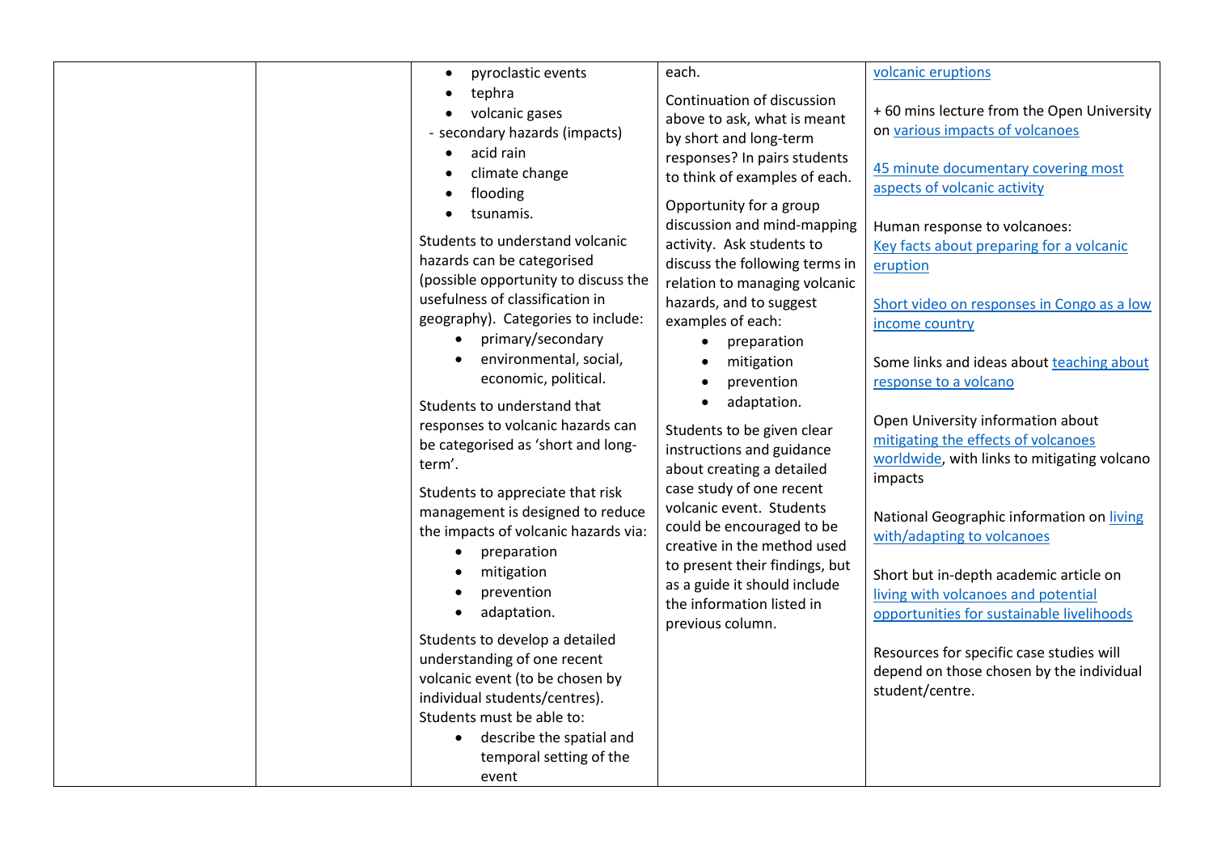|  |  | - pyroclastic events<br>- tephra<br>- volcanic gases<br>- secondary hazards (impacts)<br>- acid rain<br>- climate change<br>- flooding<br>- tsunamis.<br><br>Students to understand volcanic hazards can be categorised (possible opportunity to discuss the usefulness of classification in geography). Categories to include:<br>- primary/secondary<br>- environmental, social, economic, political.<br><br>Students to understand that responses to volcanic hazards can be categorised as 'short and long-term'.<br><br>Students to appreciate that risk management is designed to reduce the impacts of volcanic hazards via:<br>- preparation<br>- mitigation<br>- prevention<br>- adaptation.<br><br>Students to develop a detailed understanding of one recent volcanic event (to be chosen by individual students/centres). Students must be able to:<br>- describe the spatial and temporal setting of the event | each.<br><br>Continuation of discussion above to ask, what is meant by short and long-term responses? In pairs students to think of examples of each.<br><br>Opportunity for a group discussion and mind-mapping activity. Ask students to discuss the following terms in relation to managing volcanic hazards, and to suggest examples of each:<br>- preparation<br>- mitigation<br>- prevention<br>- adaptation.<br><br>Students to be given clear instructions and guidance about creating a detailed case study of one recent volcanic event. Students could be encouraged to be creative in the method used to present their findings, but as a guide it should include the information listed in previous column. | volcanic eruptions<br><br>+ 60 mins lecture from the Open University on various impacts of volcanoes<br><br>45 minute documentary covering most aspects of volcanic activity<br><br>Human response to volcanoes: Key facts about preparing for a volcanic eruption<br><br>Short video on responses in Congo as a low income country<br><br>Some links and ideas about teaching about response to a volcano<br><br>Open University information about mitigating the effects of volcanoes worldwide, with links to mitigating volcano impacts<br><br>National Geographic information on living with/adapting to volcanoes<br><br>Short but in-depth academic article on living with volcanoes and potential opportunities for sustainable livelihoods<br><br>Resources for specific case studies will depend on those chosen by the individual student/centre. |
|---|---|---|---|---|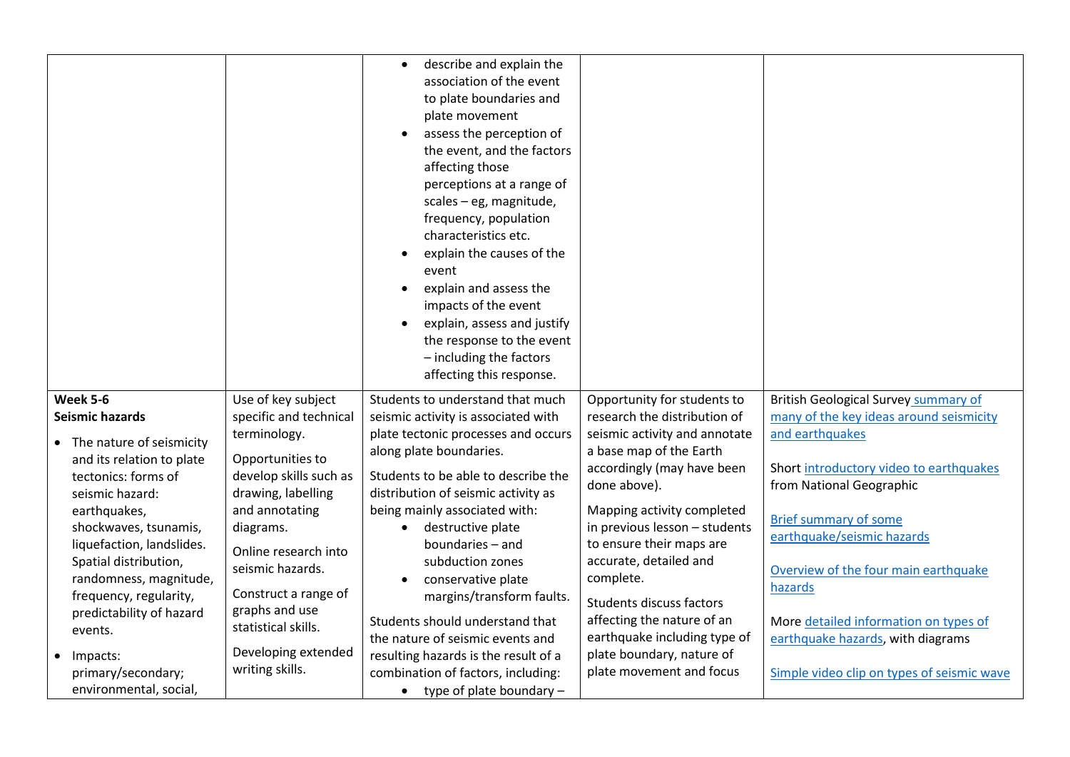| | | | | |
|---|---|---|---|---|
| | | <ul><li>describe and explain the association of the event to plate boundaries and plate movement</li><li>assess the perception of the event, and the factors affecting those perceptions at a range of scales – eg, magnitude, frequency, population characteristics etc.</li><li>explain the causes of the event</li><li>explain and assess the impacts of the event</li><li>explain, assess and justify the response to the event – including the factors affecting this response.</li></ul> | | |
| **Week 5-6**<br>**Seismic hazards**<br><ul><li>The nature of seismicity and its relation to plate tectonics: forms of seismic hazard: earthquakes, shockwaves, tsunamis, liquefaction, landslides. Spatial distribution, randomness, magnitude, frequency, regularity, predictability of hazard events.</li><li>Impacts: primary/secondary; environmental, social,</li></ul> | Use of key subject specific and technical terminology.<br><br>Opportunities to develop skills such as drawing, labelling and annotating diagrams.<br><br>Online research into seismic hazards.<br><br>Construct a range of graphs and use statistical skills.<br><br>Developing extended writing skills. | Students to understand that much seismic activity is associated with plate tectonic processes and occurs along plate boundaries.<br><br>Students to be able to describe the distribution of seismic activity as being mainly associated with:<ul><li>destructive plate boundaries – and subduction zones</li><li>conservative plate margins/transform faults.</li></ul>Students should understand that the nature of seismic events and resulting hazards is the result of a combination of factors, including:<ul><li>type of plate boundary –</li></ul> | Opportunity for students to research the distribution of seismic activity and annotate a base map of the Earth accordingly (may have been done above).<br><br>Mapping activity completed in previous lesson – students to ensure their maps are accurate, detailed and complete.<br><br>Students discuss factors affecting the nature of an earthquake including type of plate boundary, nature of plate movement and focus | British Geological Survey summary of many of the key ideas around seismicity and earthquakes<br><br>Short introductory video to earthquakes from National Geographic<br><br>Brief summary of some earthquake/seismic hazards<br><br>Overview of the four main earthquake hazards<br><br>More detailed information on types of earthquake hazards, with diagrams<br><br>Simple video clip on types of seismic wave |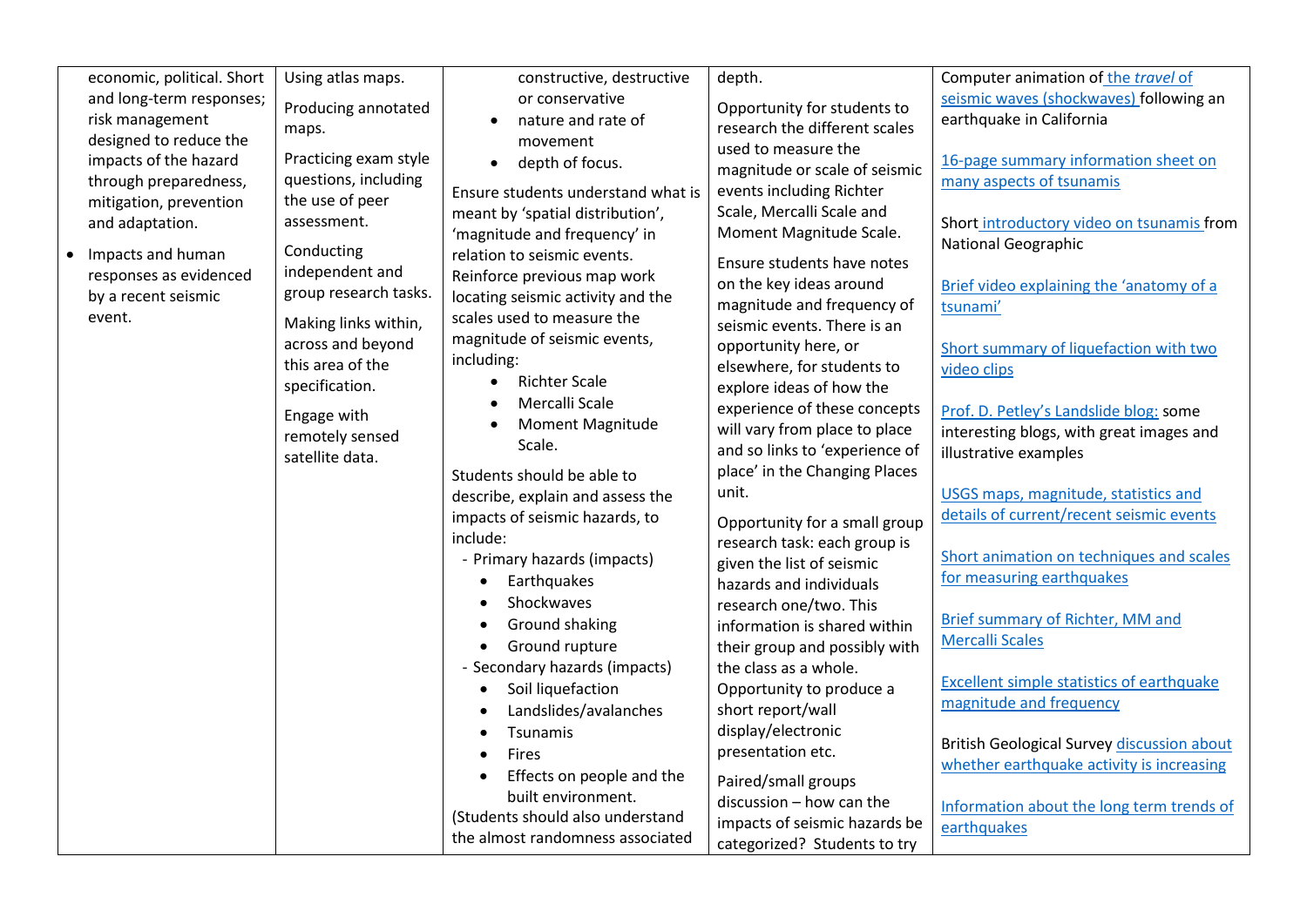| | | | | |
|---|---|---|---|---|
| economic, political. Short and long-term responses; risk management designed to reduce the impacts of the hazard through preparedness, mitigation, prevention and adaptation.<br>• Impacts and human responses as evidenced by a recent seismic event. | Using atlas maps.<br><br>Producing annotated maps.<br><br>Practicing exam style questions, including the use of peer assessment.<br><br>Conducting independent and group research tasks.<br><br>Making links within, across and beyond this area of the specification.<br><br>Engage with remotely sensed satellite data. | constructive, destructive or conservative<br>• nature and rate of movement<br>• depth of focus.<br><br>Ensure students understand what is meant by 'spatial distribution', 'magnitude and frequency' in relation to seismic events. Reinforce previous map work locating seismic activity and the scales used to measure the magnitude of seismic events, including:<br>• Richter Scale<br>• Mercalli Scale<br>• Moment Magnitude Scale.<br><br>Students should be able to describe, explain and assess the impacts of seismic hazards, to include:<br>- Primary hazards (impacts)<br>• Earthquakes<br>• Shockwaves<br>• Ground shaking<br>• Ground rupture<br>- Secondary hazards (impacts)<br>• Soil liquefaction<br>• Landslides/avalanches<br>• Tsunamis<br>• Fires<br>• Effects on people and the built environment.<br>(Students should also understand the almost randomness associated | depth.<br><br>Opportunity for students to research the different scales used to measure the magnitude or scale of seismic events including Richter Scale, Mercalli Scale and Moment Magnitude Scale.<br><br>Ensure students have notes on the key ideas around magnitude and frequency of seismic events. There is an opportunity here, or elsewhere, for students to explore ideas of how the experience of these concepts will vary from place to place and so links to 'experience of place' in the Changing Places unit.<br><br>Opportunity for a small group research task: each group is given the list of seismic hazards and individuals research one/two. This information is shared within their group and possibly with the class as a whole. Opportunity to produce a short report/wall display/electronic presentation etc.<br><br>Paired/small groups discussion – how can the impacts of seismic hazards be categorized? Students to try | Computer animation of the *travel* of seismic waves (shockwaves) following an earthquake in California<br><br>16-page summary information sheet on many aspects of tsunamis<br><br>Short introductory video on tsunamis from National Geographic<br><br>Brief video explaining the 'anatomy of a tsunami'<br><br>Short summary of liquefaction with two video clips<br><br>Prof. D. Petley's Landslide blog: some interesting blogs, with great images and illustrative examples<br><br>USGS maps, magnitude, statistics and details of current/recent seismic events<br><br>Short animation on techniques and scales for measuring earthquakes<br><br>Brief summary of Richter, MM and Mercalli Scales<br><br>Excellent simple statistics of earthquake magnitude and frequency<br><br>British Geological Survey discussion about whether earthquake activity is increasing<br><br>Information about the long term trends of earthquakes |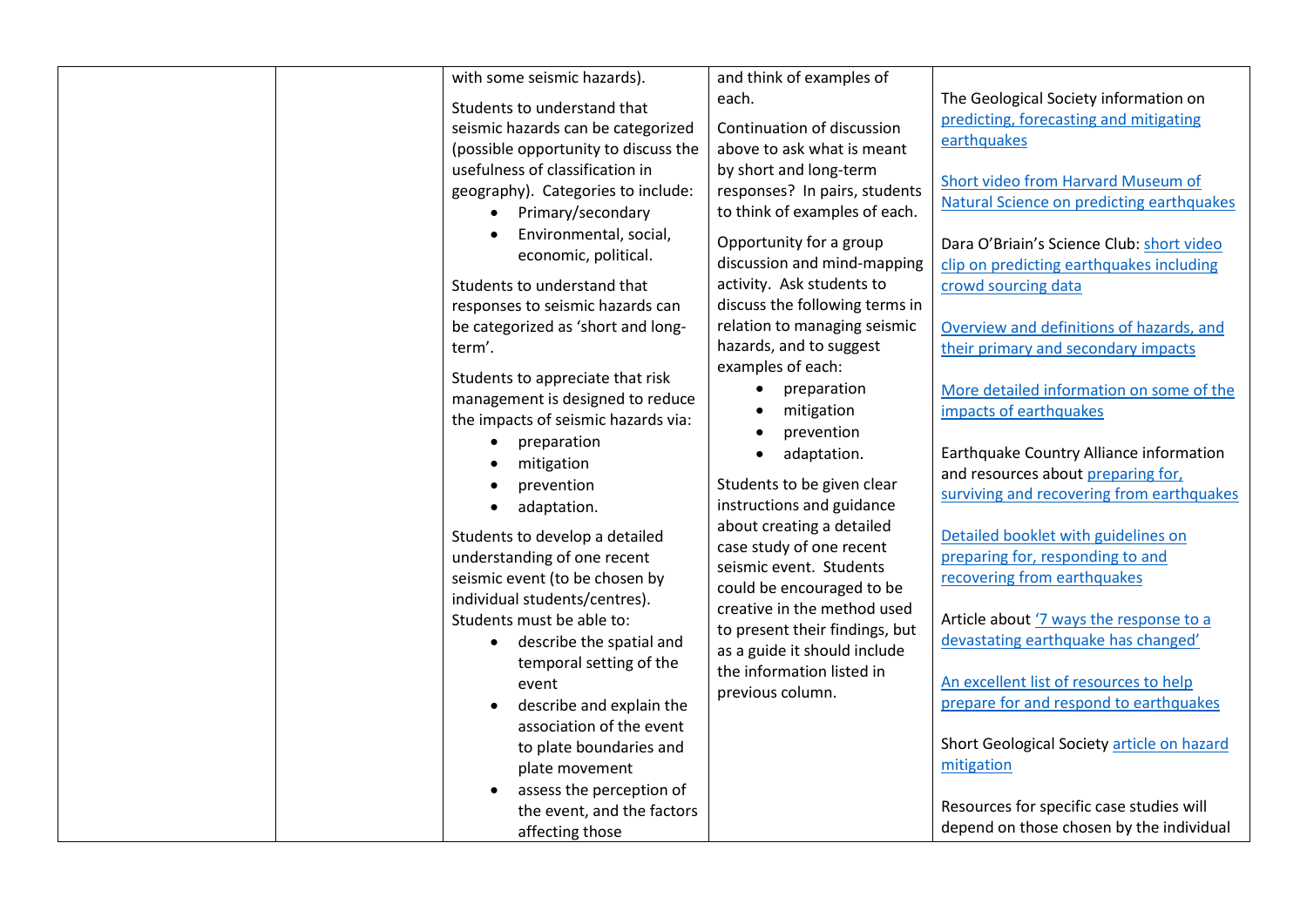| | | | | |
|---|---|---|---|---|
| | | with some seismic hazards).<br><br>Students to understand that seismic hazards can be categorized (possible opportunity to discuss the usefulness of classification in geography). Categories to include:<br>• Primary/secondary<br>• Environmental, social, economic, political.<br><br>Students to understand that responses to seismic hazards can be categorized as 'short and long-term'.<br><br>Students to appreciate that risk management is designed to reduce the impacts of seismic hazards via:<br>• preparation<br>• mitigation<br>• prevention<br>• adaptation.<br><br>Students to develop a detailed understanding of one recent seismic event (to be chosen by individual students/centres). Students must be able to:<br>• describe the spatial and temporal setting of the event<br>• describe and explain the association of the event to plate boundaries and plate movement<br>• assess the perception of the event, and the factors affecting those | and think of examples of each.<br><br>Continuation of discussion above to ask what is meant by short and long-term responses? In pairs, students to think of examples of each.<br><br>Opportunity for a group discussion and mind-mapping activity. Ask students to discuss the following terms in relation to managing seismic hazards, and to suggest examples of each:<br>• preparation<br>• mitigation<br>• prevention<br>• adaptation.<br><br>Students to be given clear instructions and guidance about creating a detailed case study of one recent seismic event. Students could be encouraged to be creative in the method used to present their findings, but as a guide it should include the information listed in previous column. | The Geological Society information on predicting, forecasting and mitigating earthquakes<br><br>Short video from Harvard Museum of Natural Science on predicting earthquakes<br><br>Dara O'Briain's Science Club: short video clip on predicting earthquakes including crowd sourcing data<br><br>Overview and definitions of hazards, and their primary and secondary impacts<br><br>More detailed information on some of the impacts of earthquakes<br><br>Earthquake Country Alliance information and resources about preparing for, surviving and recovering from earthquakes<br><br>Detailed booklet with guidelines on preparing for, responding to and recovering from earthquakes<br><br>Article about '7 ways the response to a devastating earthquake has changed'<br><br>An excellent list of resources to help prepare for and respond to earthquakes<br><br>Short Geological Society article on hazard mitigation<br><br>Resources for specific case studies will depend on those chosen by the individual |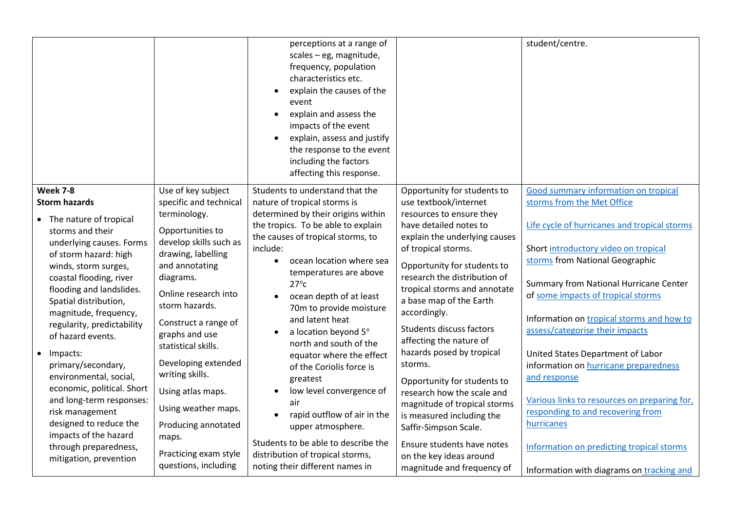|  |  |  |  |  |
|---|---|---|---|---|
|  |  | perceptions at a range of scales – eg, magnitude, frequency, population characteristics etc.<br>• explain the causes of the event<br>• explain and assess the impacts of the event<br>• explain, assess and justify the response to the event including the factors affecting this response. |  | student/centre. |
| **Week 7-8**<br>**Storm hazards**<br>• The nature of tropical storms and their underlying causes. Forms of storm hazard: high winds, storm surges, coastal flooding, river flooding and landslides. Spatial distribution, magnitude, frequency, regularity, predictability of hazard events.<br>• Impacts: primary/secondary, environmental, social, economic, political. Short and long-term responses: risk management designed to reduce the impacts of the hazard through preparedness, mitigation, prevention | Use of key subject specific and technical terminology.<br><br>Opportunities to develop skills such as drawing, labelling and annotating diagrams.<br><br>Online research into storm hazards.<br><br>Construct a range of graphs and use statistical skills.<br><br>Developing extended writing skills.<br><br>Using atlas maps.<br><br>Using weather maps.<br><br>Producing annotated maps.<br><br>Practicing exam style questions, including | Students to understand that the nature of tropical storms is determined by their origins within the tropics. To be able to explain the causes of tropical storms, to include:<br>• ocean location where sea temperatures are above 27°c<br>• ocean depth of at least 70m to provide moisture and latent heat<br>• a location beyond 5° north and south of the equator where the effect of the Coriolis force is greatest<br>• low level convergence of air<br>• rapid outflow of air in the upper atmosphere.<br><br>Students to be able to describe the distribution of tropical storms, noting their different names in | Opportunity for students to use textbook/internet resources to ensure they have detailed notes to explain the underlying causes of tropical storms.<br><br>Opportunity for students to research the distribution of tropical storms and annotate a base map of the Earth accordingly.<br><br>Students discuss factors affecting the nature of hazards posed by tropical storms.<br><br>Opportunity for students to research how the scale and magnitude of tropical storms is measured including the Saffir-Simpson Scale.<br><br>Ensure students have notes on the key ideas around magnitude and frequency of | Good summary information on tropical storms from the Met Office<br><br>Life cycle of hurricanes and tropical storms<br><br>Short introductory video on tropical storms from National Geographic<br><br>Summary from National Hurricane Center of some impacts of tropical storms<br><br>Information on tropical storms and how to assess/categorise their impacts<br><br>United States Department of Labor information on hurricane preparedness and response<br><br>Various links to resources on preparing for, responding to and recovering from hurricanes<br><br>Information on predicting tropical storms<br><br>Information with diagrams on tracking and |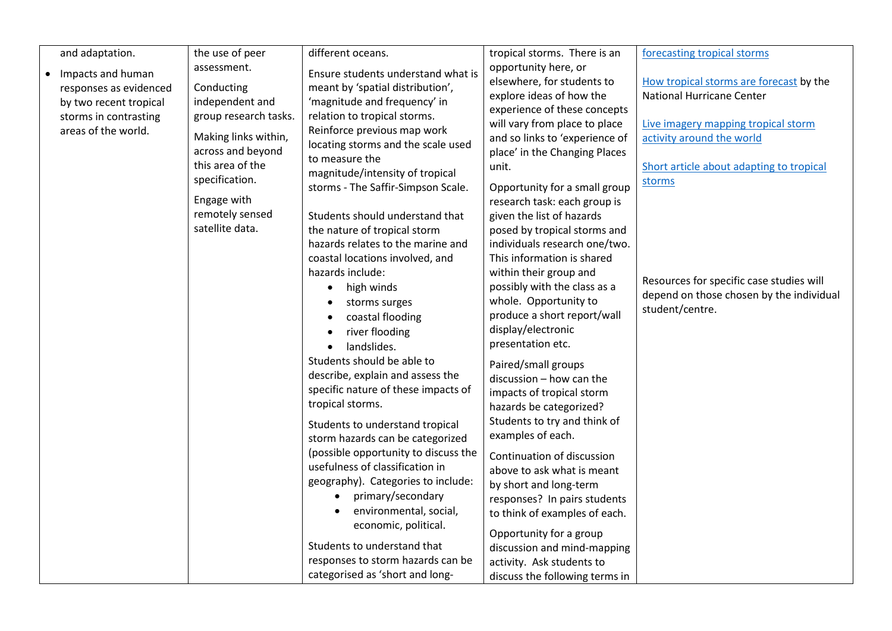| | | | | |
|---|---|---|---|---|
| and adaptation.<br>• Impacts and human responses as evidenced by two recent tropical storms in contrasting areas of the world. | the use of peer assessment.<br><br>Conducting independent and group research tasks.<br><br>Making links within, across and beyond this area of the specification.<br><br>Engage with remotely sensed satellite data. | different oceans.<br><br>Ensure students understand what is meant by 'spatial distribution', 'magnitude and frequency' in relation to tropical storms. Reinforce previous map work locating storms and the scale used to measure the magnitude/intensity of tropical storms - The Saffir-Simpson Scale.<br><br>Students should understand that the nature of tropical storm hazards relates to the marine and coastal locations involved, and hazards include:<br>• high winds<br>• storms surges<br>• coastal flooding<br>• river flooding<br>• landslides.<br>Students should be able to describe, explain and assess the specific nature of these impacts of tropical storms.<br><br>Students to understand tropical storm hazards can be categorized (possible opportunity to discuss the usefulness of classification in geography). Categories to include:<br>• primary/secondary<br>• environmental, social, economic, political.<br><br>Students to understand that responses to storm hazards can be categorised as 'short and long- | tropical storms. There is an opportunity here, or elsewhere, for students to explore ideas of how the experience of these concepts will vary from place to place and so links to 'experience of place' in the Changing Places unit.<br><br>Opportunity for a small group research task: each group is given the list of hazards posed by tropical storms and individuals research one/two. This information is shared within their group and possibly with the class as a whole. Opportunity to produce a short report/wall display/electronic presentation etc.<br><br>Paired/small groups discussion – how can the impacts of tropical storm hazards be categorized? Students to try and think of examples of each.<br><br>Continuation of discussion above to ask what is meant by short and long-term responses? In pairs students to think of examples of each.<br><br>Opportunity for a group discussion and mind-mapping activity. Ask students to discuss the following terms in | forecasting tropical storms<br><br>How tropical storms are forecast by the National Hurricane Center<br><br>Live imagery mapping tropical storm activity around the world<br><br>Short article about adapting to tropical storms<br><br>Resources for specific case studies will depend on those chosen by the individual student/centre. |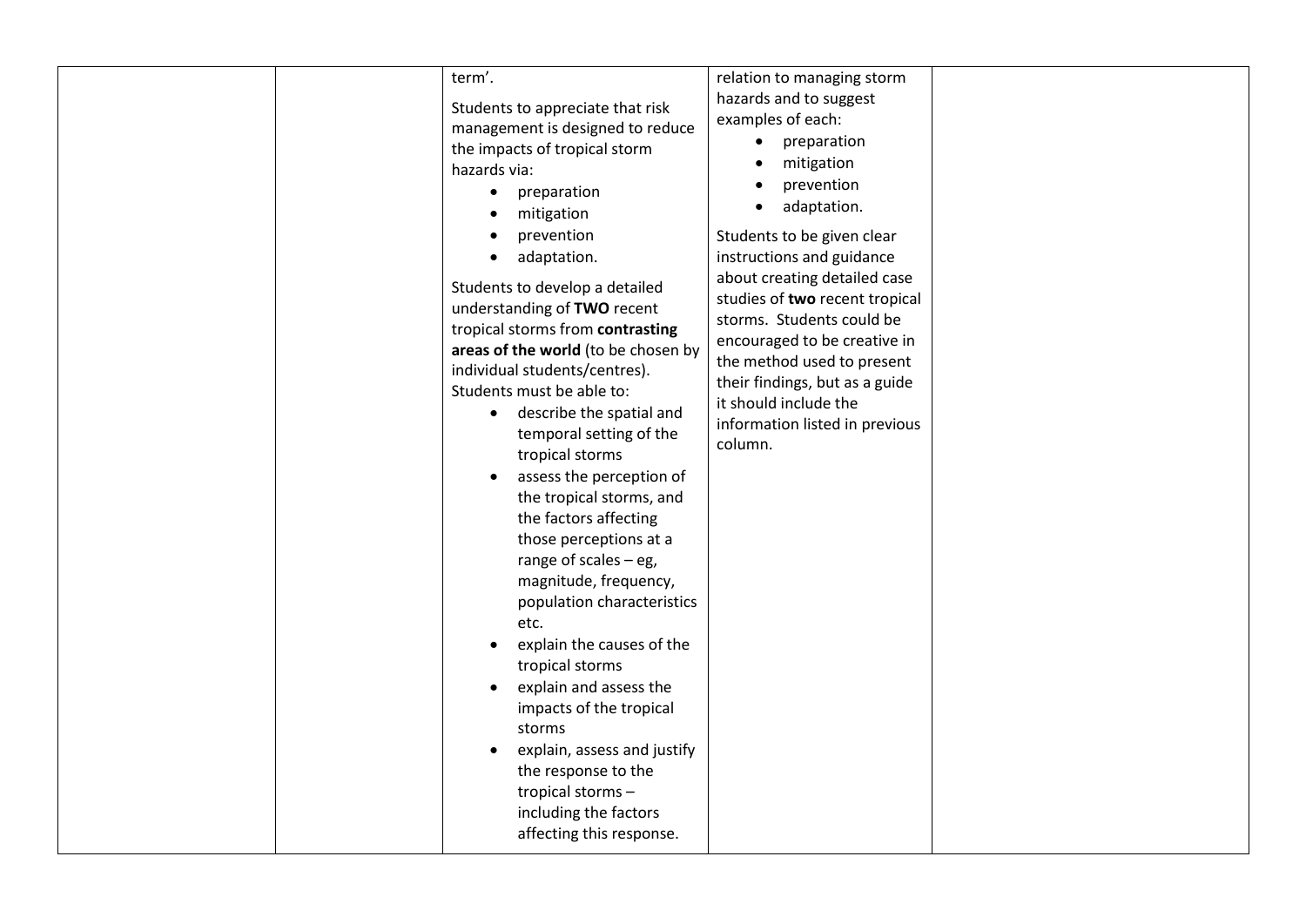| | | | | |
|---|---|---|---|---|
| | | term'.<br><br>Students to appreciate that risk management is designed to reduce the impacts of tropical storm hazards via:<br>• preparation<br>• mitigation<br>• prevention<br>• adaptation.<br><br>Students to develop a detailed understanding of **TWO** recent tropical storms from **contrasting areas of the world** (to be chosen by individual students/centres). Students must be able to:<br>• describe the spatial and temporal setting of the tropical storms<br>• assess the perception of the tropical storms, and the factors affecting those perceptions at a range of scales – eg, magnitude, frequency, population characteristics etc.<br>• explain the causes of the tropical storms<br>• explain and assess the impacts of the tropical storms<br>• explain, assess and justify the response to the tropical storms – including the factors affecting this response. | relation to managing storm hazards and to suggest examples of each:<br>• preparation<br>• mitigation<br>• prevention<br>• adaptation.<br><br>Students to be given clear instructions and guidance about creating detailed case studies of **two** recent tropical storms. Students could be encouraged to be creative in the method used to present their findings, but as a guide it should include the information listed in previous column. | |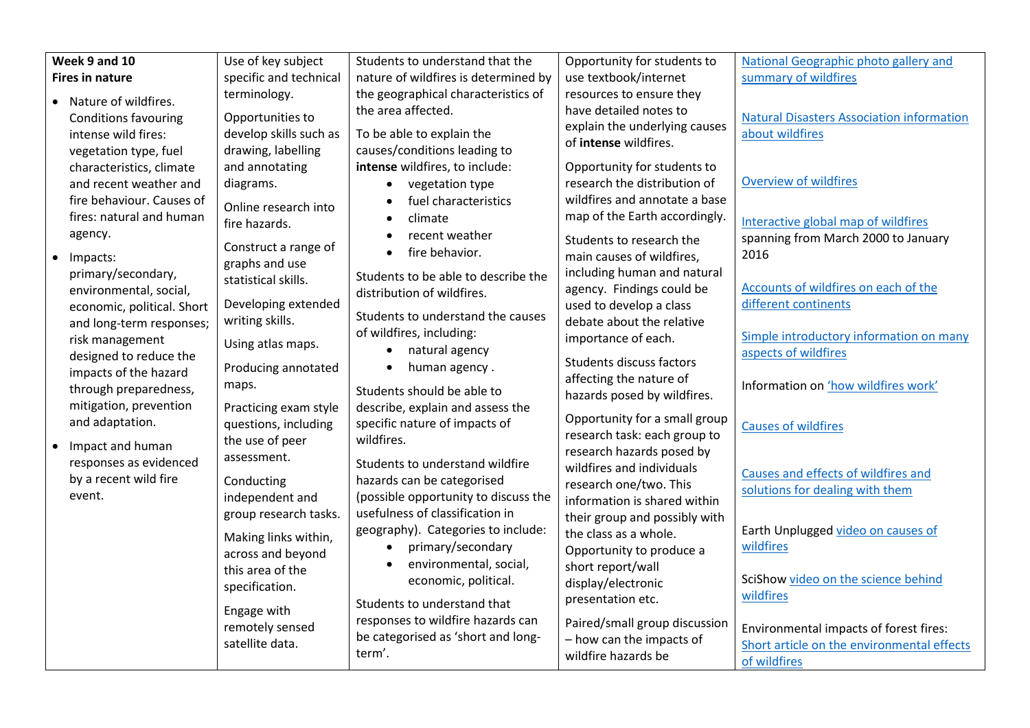| Week 9 and 10 **Fires in nature** | | | | |
|---|---|---|---|---|
| **Week 9 and 10**<br>**Fires in nature**<br><br>• Nature of wildfires. Conditions favouring intense wild fires: vegetation type, fuel characteristics, climate and recent weather and fire behaviour. Causes of fires: natural and human agency.<br>• Impacts: primary/secondary, environmental, social, economic, political. Short and long-term responses; risk management designed to reduce the impacts of the hazard through preparedness, mitigation, prevention and adaptation.<br>• Impact and human responses as evidenced by a recent wild fire event. | Use of key subject specific and technical terminology.<br><br>Opportunities to develop skills such as drawing, labelling and annotating diagrams.<br><br>Online research into fire hazards.<br><br>Construct a range of graphs and use statistical skills.<br><br>Developing extended writing skills.<br><br>Using atlas maps.<br><br>Producing annotated maps.<br><br>Practicing exam style questions, including the use of peer assessment.<br><br>Conducting independent and group research tasks.<br><br>Making links within, across and beyond this area of the specification.<br><br>Engage with remotely sensed satellite data. | Students to understand that the nature of wildfires is determined by the geographical characteristics of the area affected.<br><br>To be able to explain the causes/conditions leading to **intense** wildfires, to include:<br>• vegetation type<br>• fuel characteristics<br>• climate<br>• recent weather<br>• fire behavior.<br><br>Students to be able to describe the distribution of wildfires.<br><br>Students to understand the causes of wildfires, including:<br>• natural agency<br>• human agency .<br><br>Students should be able to describe, explain and assess the specific nature of impacts of wildfires.<br><br>Students to understand wildfire hazards can be categorised (possible opportunity to discuss the usefulness of classification in geography). Categories to include:<br>• primary/secondary<br>• environmental, social, economic, political.<br><br>Students to understand that responses to wildfire hazards can be categorised as 'short and long-term'. | Opportunity for students to use textbook/internet resources to ensure they have detailed notes to explain the underlying causes of **intense** wildfires.<br><br>Opportunity for students to research the distribution of wildfires and annotate a base map of the Earth accordingly.<br><br>Students to research the main causes of wildfires, including human and natural agency. Findings could be used to develop a class debate about the relative importance of each.<br><br>Students discuss factors affecting the nature of hazards posed by wildfires.<br><br>Opportunity for a small group research task: each group to research hazards posed by wildfires and individuals research one/two. This information is shared within their group and possibly with the class as a whole. Opportunity to produce a short report/wall display/electronic presentation etc.<br><br>Paired/small group discussion – how can the impacts of wildfire hazards be | National Geographic photo gallery and summary of wildfires<br><br>Natural Disasters Association information about wildfires<br><br>Overview of wildfires<br><br>Interactive global map of wildfires spanning from March 2000 to January 2016<br><br>Accounts of wildfires on each of the different continents<br><br>Simple introductory information on many aspects of wildfires<br><br>Information on 'how wildfires work'<br><br>Causes of wildfires<br><br>Causes and effects of wildfires and solutions for dealing with them<br><br>Earth Unplugged video on causes of wildfires<br><br>SciShow video on the science behind wildfires<br><br>Environmental impacts of forest fires: Short article on the environmental effects of wildfires |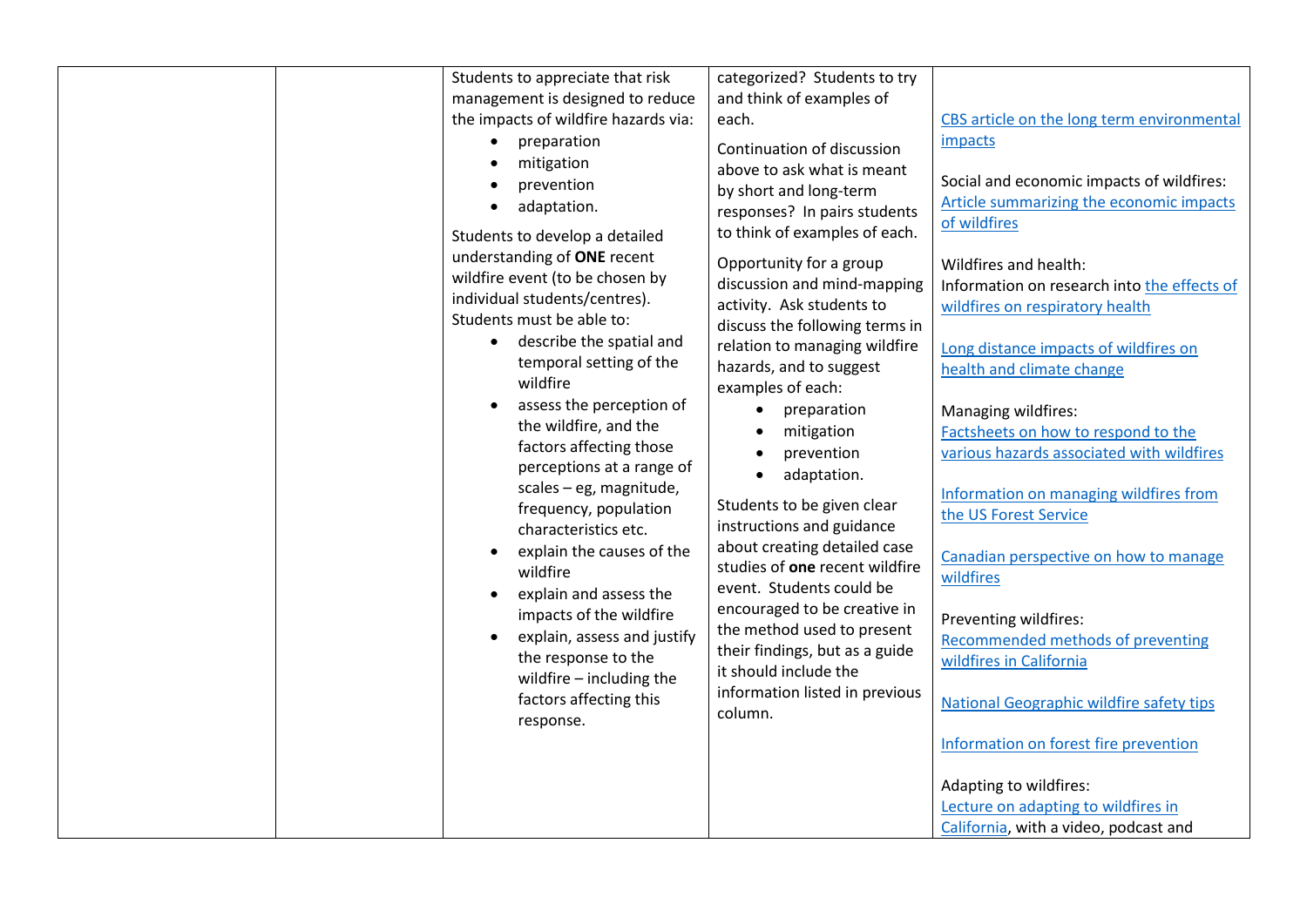|  |  | Students to appreciate that risk management is designed to reduce the impacts of wildfire hazards via:<br>• preparation<br>• mitigation<br>• prevention<br>• adaptation.<br><br>Students to develop a detailed understanding of **ONE** recent wildfire event (to be chosen by individual students/centres). Students must be able to:<br>• describe the spatial and temporal setting of the wildfire<br>• assess the perception of the wildfire, and the factors affecting those perceptions at a range of scales – eg, magnitude, frequency, population characteristics etc.<br>• explain the causes of the wildfire<br>• explain and assess the impacts of the wildfire<br>• explain, assess and justify the response to the wildfire – including the factors affecting this response. | categorized? Students to try and think of examples of each.<br><br>Continuation of discussion above to ask what is meant by short and long-term responses? In pairs students to think of examples of each.<br><br>Opportunity for a group discussion and mind-mapping activity. Ask students to discuss the following terms in relation to managing wildfire hazards, and to suggest examples of each:<br>• preparation<br>• mitigation<br>• prevention<br>• adaptation.<br><br>Students to be given clear instructions and guidance about creating detailed case studies of **one** recent wildfire event. Students could be encouraged to be creative in the method used to present their findings, but as a guide it should include the information listed in previous column. | CBS article on the long term environmental impacts<br><br>Social and economic impacts of wildfires:<br>Article summarizing the economic impacts of wildfires<br><br>Wildfires and health:<br>Information on research into the effects of wildfires on respiratory health<br><br>Long distance impacts of wildfires on health and climate change<br><br>Managing wildfires:<br>Factsheets on how to respond to the various hazards associated with wildfires<br><br>Information on managing wildfires from the US Forest Service<br><br>Canadian perspective on how to manage wildfires<br><br>Preventing wildfires:<br>Recommended methods of preventing wildfires in California<br><br>National Geographic wildfire safety tips<br><br>Information on forest fire prevention<br><br>Adapting to wildfires:<br>Lecture on adapting to wildfires in California, with a video, podcast and |
|---|---|---|---|---|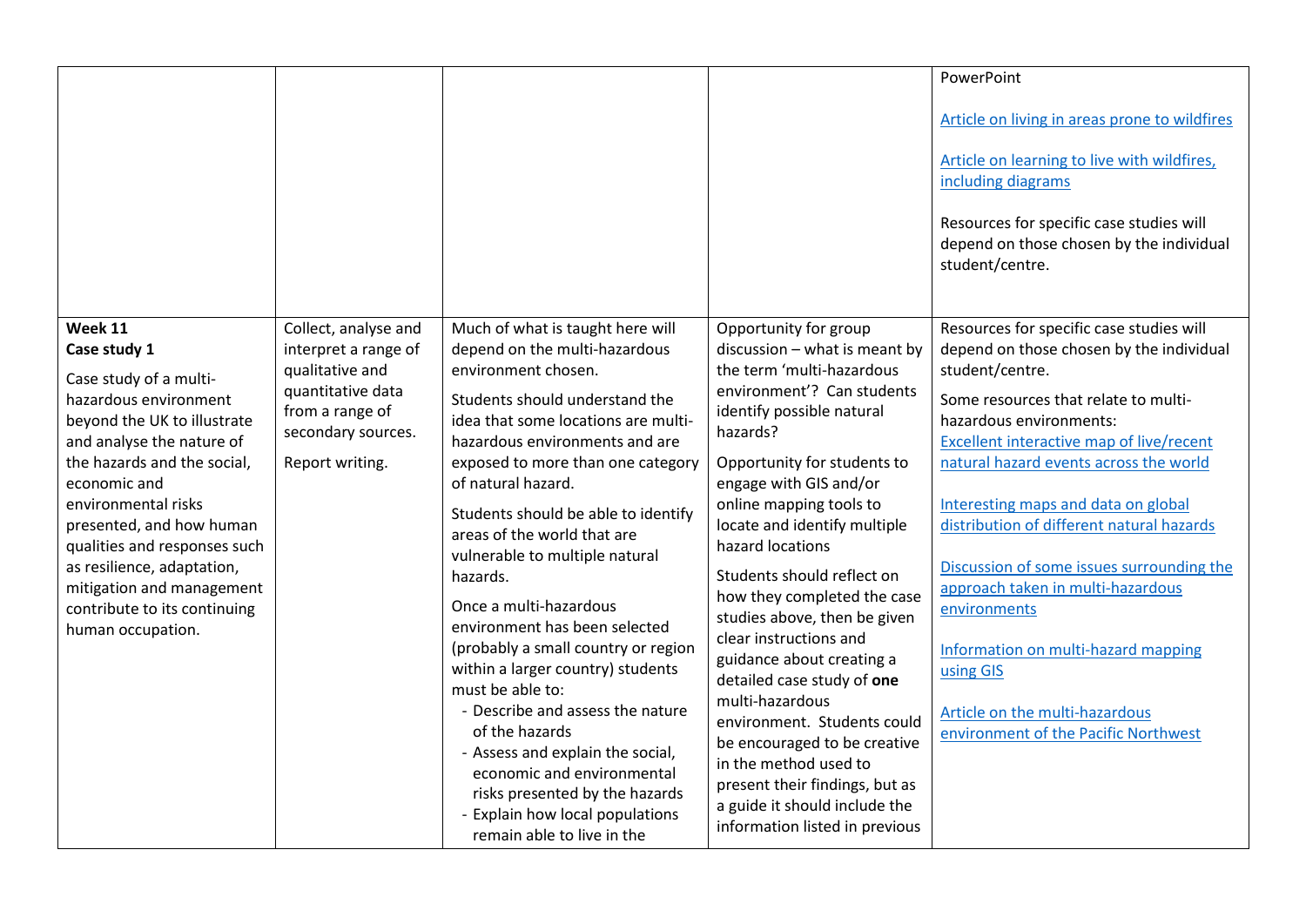| | | | | |
|---|---|---|---|---|
| | | | | PowerPoint<br><br>Article on living in areas prone to wildfires<br><br>Article on learning to live with wildfires, including diagrams<br><br>Resources for specific case studies will depend on those chosen by the individual student/centre. |
| **Week 11**<br>**Case study 1**<br><br>Case study of a multi-hazardous environment beyond the UK to illustrate and analyse the nature of the hazards and the social, economic and environmental risks presented, and how human qualities and responses such as resilience, adaptation, mitigation and management contribute to its continuing human occupation. | Collect, analyse and interpret a range of qualitative and quantitative data from a range of secondary sources.<br><br>Report writing. | Much of what is taught here will depend on the multi-hazardous environment chosen.<br><br>Students should understand the idea that some locations are multi-hazardous environments and are exposed to more than one category of natural hazard.<br><br>Students should be able to identify areas of the world that are vulnerable to multiple natural hazards.<br><br>Once a multi-hazardous environment has been selected (probably a small country or region within a larger country) students must be able to:<br>- Describe and assess the nature of the hazards<br>- Assess and explain the social, economic and environmental risks presented by the hazards<br>- Explain how local populations remain able to live in the | Opportunity for group discussion – what is meant by the term 'multi-hazardous environment'? Can students identify possible natural hazards?<br><br>Opportunity for students to engage with GIS and/or online mapping tools to locate and identify multiple hazard locations<br><br>Students should reflect on how they completed the case studies above, then be given clear instructions and guidance about creating a detailed case study of **one** multi-hazardous environment. Students could be encouraged to be creative in the method used to present their findings, but as a guide it should include the information listed in previous | Resources for specific case studies will depend on those chosen by the individual student/centre.<br><br>Some resources that relate to multi-hazardous environments:<br>Excellent interactive map of live/recent natural hazard events across the world<br><br>Interesting maps and data on global distribution of different natural hazards<br><br>Discussion of some issues surrounding the approach taken in multi-hazardous environments<br><br>Information on multi-hazard mapping using GIS<br><br>Article on the multi-hazardous environment of the Pacific Northwest |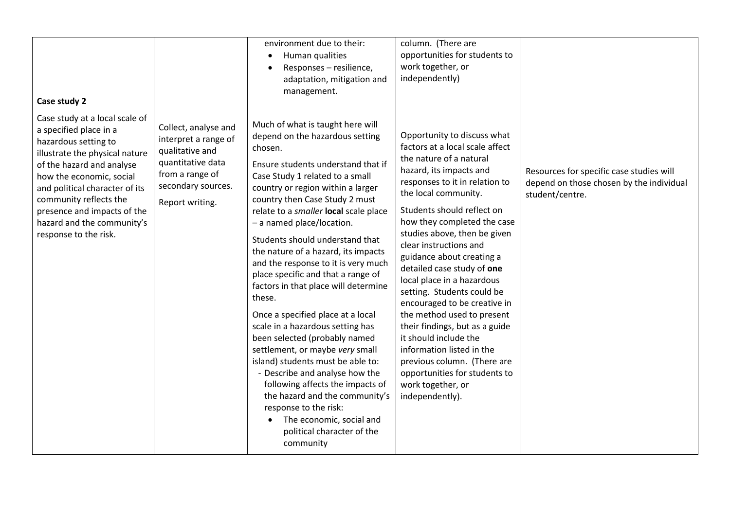| | | | | |
|---|---|---|---|---|
| | | environment due to their:<br>• Human qualities<br>• Responses – resilience, adaptation, mitigation and management. | column. (There are opportunities for students to work together, or independently) | |
| **Case study 2**<br><br>Case study at a local scale of a specified place in a hazardous setting to illustrate the physical nature of the hazard and analyse how the economic, social and political character of its community reflects the presence and impacts of the hazard and the community's response to the risk. | Collect, analyse and interpret a range of qualitative and quantitative data from a range of secondary sources.<br><br>Report writing. | Much of what is taught here will depend on the hazardous setting chosen.<br><br>Ensure students understand that if Case Study 1 related to a small country or region within a larger country then Case Study 2 must relate to a *smaller* **local** scale place – a named place/location.<br><br>Students should understand that the nature of a hazard, its impacts and the response to it is very much place specific and that a range of factors in that place will determine these.<br><br>Once a specified place at a local scale in a hazardous setting has been selected (probably named settlement, or maybe *very* small island) students must be able to:<br>- Describe and analyse how the following affects the impacts of the hazard and the community's response to the risk:<br>• The economic, social and political character of the community | Opportunity to discuss what factors at a local scale affect the nature of a natural hazard, its impacts and responses to it in relation to the local community.<br><br>Students should reflect on how they completed the case studies above, then be given clear instructions and guidance about creating a detailed case study of **one** local place in a hazardous setting. Students could be encouraged to be creative in the method used to present their findings, but as a guide it should include the information listed in the previous column. (There are opportunities for students to work together, or independently). | Resources for specific case studies will depend on those chosen by the individual student/centre. |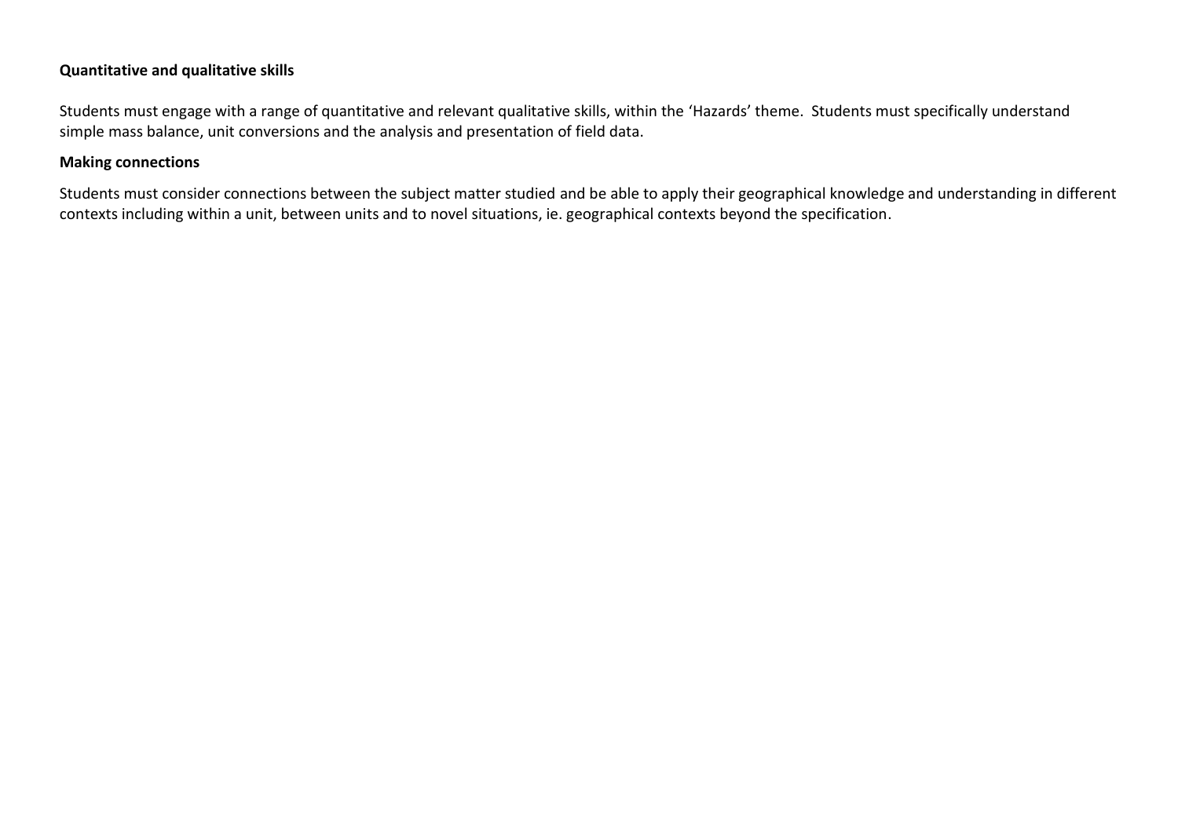**Quantitative and qualitative skills**

Students must engage with a range of quantitative and relevant qualitative skills, within the 'Hazards' theme. Students must specifically understand simple mass balance, unit conversions and the analysis and presentation of field data.

**Making connections**

Students must consider connections between the subject matter studied and be able to apply their geographical knowledge and understanding in different contexts including within a unit, between units and to novel situations, ie. geographical contexts beyond the specification.